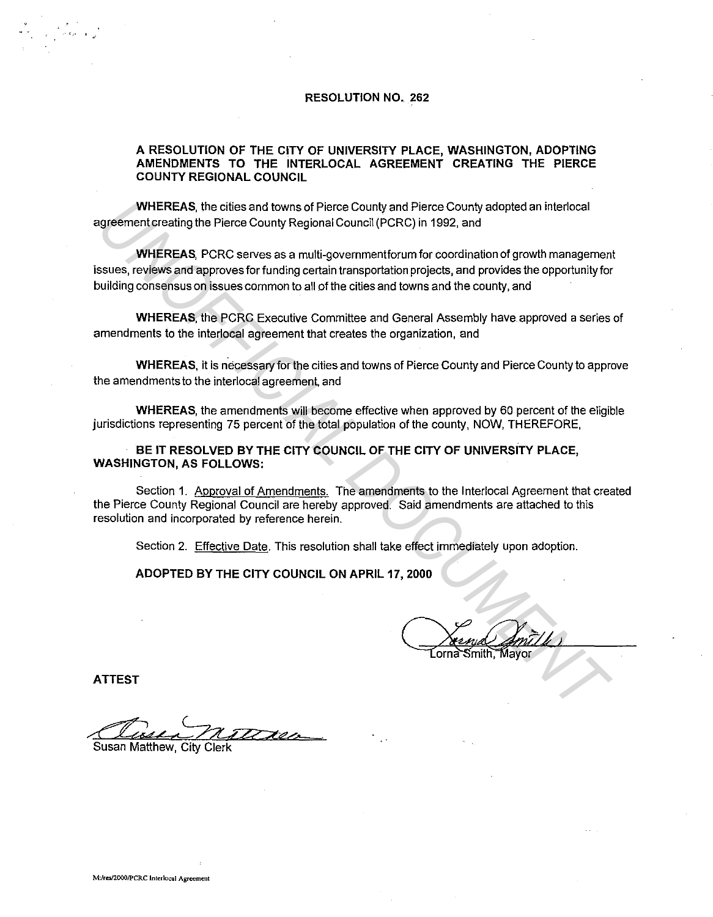# RESOLUTION NO. 262

## A RESOLUTION OF THE CITY OF UNIVERSITY PLACE, WASHINGTON, ADOPTING AMENDMENTS TO THE INTERLOCAL AGREEMENT CREATING THE PIERCE COUNTY REGIONAL COUNCIL

**WHEREAS**, the cities and towns of Pierce County and Pierce County adopted an interlocal agreement creating the Pierce County Regional Council (PCRC) in 1992, and

**WHEREAS**, PCRC serves as a multi-government forum for coordination of growth management issues, reviews and approves for funding certain transportation projects, and provides the opportunity for building consensus on issues common to all of the cities and towns and the county, and

**WHEREAS**, the PCRC Executive Committee and General Assembly have approved a series of amendments to the interlocal agreement that creates the organization, and

**WHEREAS**, it is necessary for the cities and towns of Pierce County and Pierce County to approve the amendments to the interlocal agreement, and

**WHEREAS**, the amendments will become effective when approved by 60 percent of the eligible jurisdictions representing 75 percent of the total population of the county, NOW, THEREFORE,

**BE IT RESOLVED BY THE CITY COUNCIL OF THE CITY OF UNIVERSITY PLACE, WASHINGTON, AS FOLLOWS:**

Section 1. Approval of Amendments. The amendments to the Interlocal Agreement that created the Pierce County Regional Council are hereby approved. Said amendments are attached to this resolution and incorporated by reference herein.

Section 2. Effective Date. This resolution shall take effect immediately upon adoption.

**ADOPTED BY THE CITY COUNCIL ON APRIL 17, 2000**

Lorna Smith, Mayor

**ATTEST**

Susan Matthew, City Clerk

M:/res/2000/PCRC Interlocal Agreement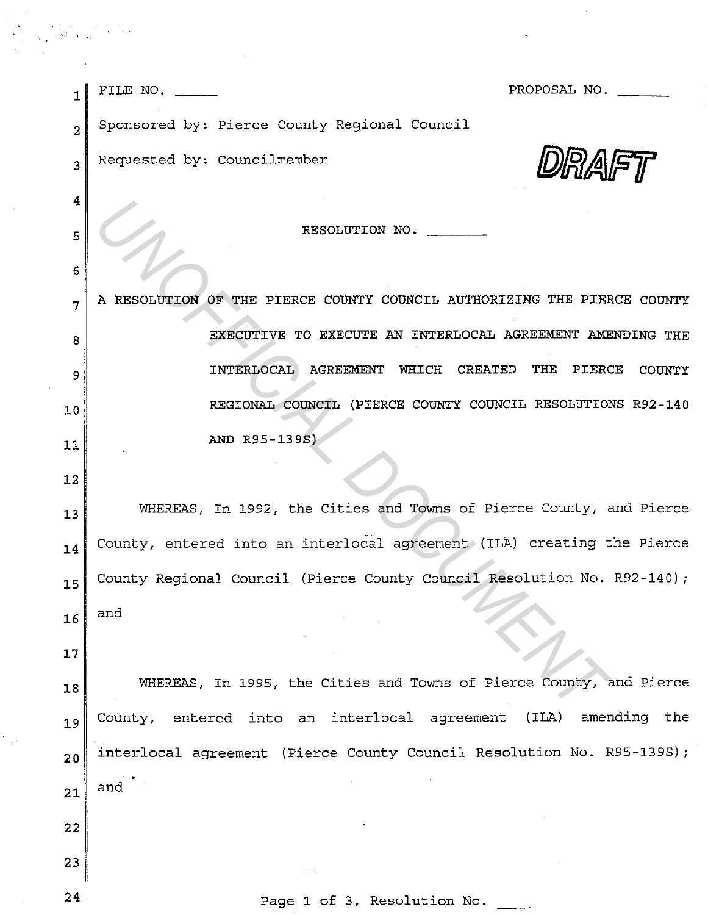FILE NO. _____ PROPOSAL NO. _______

Sponsored by: Pierce County Regional Council

Requested by: Councilmember

DRAFT

RESOLUTION NO. ________

A RESOLUTION OF THE PIERCE COUNTY COUNCIL AUTHORIZING THE PIERCE COUNTY EXECUTIVE TO EXECUTE AN INTERLOCAL AGREEMENT AMENDING THE INTERLOCAL AGREEMENT WHICH CREATED THE PIERCE COUNTY REGIONAL COUNCIL (PIERCE COUNTY COUNCIL RESOLUTIONS R92-140 AND R95-139S)

WHEREAS, In 1992, the Cities and Towns of Pierce County, and Pierce County, entered into an interlocal agreement (ILA) creating the Pierce County Regional Council (Pierce County Council Resolution No. R92-140); and

WHEREAS, In 1995, the Cities and Towns of Pierce County, and Pierce County, entered into an interlocal agreement (ILA) amending the interlocal agreement (Pierce County Council Resolution No. R95-139S); and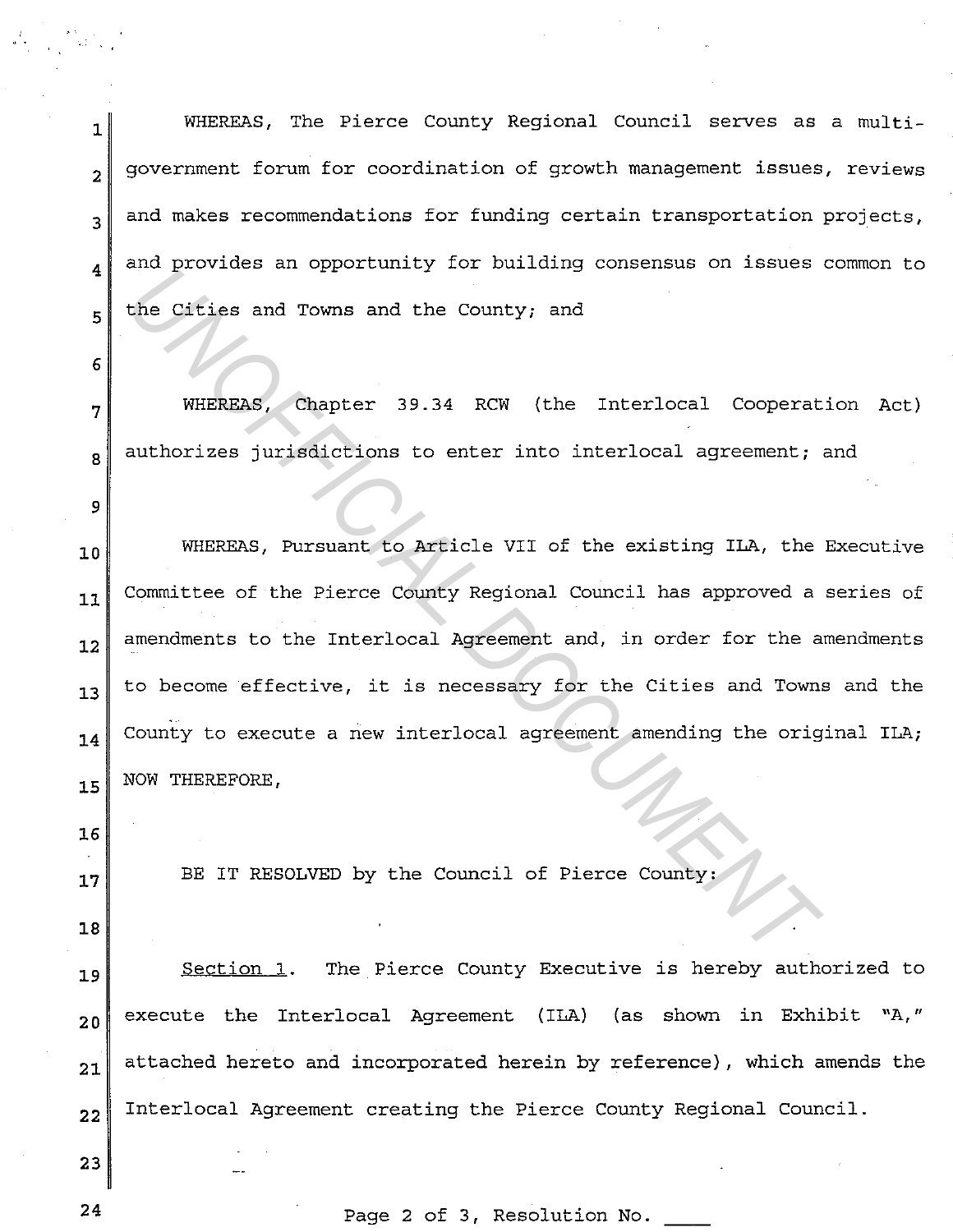WHEREAS, The Pierce County Regional Council serves as a multi-government forum for coordination of growth management issues, reviews and makes recommendations for funding certain transportation projects, and provides an opportunity for building consensus on issues common to the Cities and Towns and the County; and

WHEREAS, Chapter 39.34 RCW (the Interlocal Cooperation Act) authorizes jurisdictions to enter into interlocal agreement; and

WHEREAS, Pursuant to Article VII of the existing ILA, the Executive Committee of the Pierce County Regional Council has approved a series of amendments to the Interlocal Agreement and, in order for the amendments to become effective, it is necessary for the Cities and Towns and the County to execute a new interlocal agreement amending the original ILA; NOW THEREFORE,

BE IT RESOLVED by the Council of Pierce County:

Section 1. The Pierce County Executive is hereby authorized to execute the Interlocal Agreement (ILA) (as shown in Exhibit "A," attached hereto and incorporated herein by reference), which amends the Interlocal Agreement creating the Pierce County Regional Council.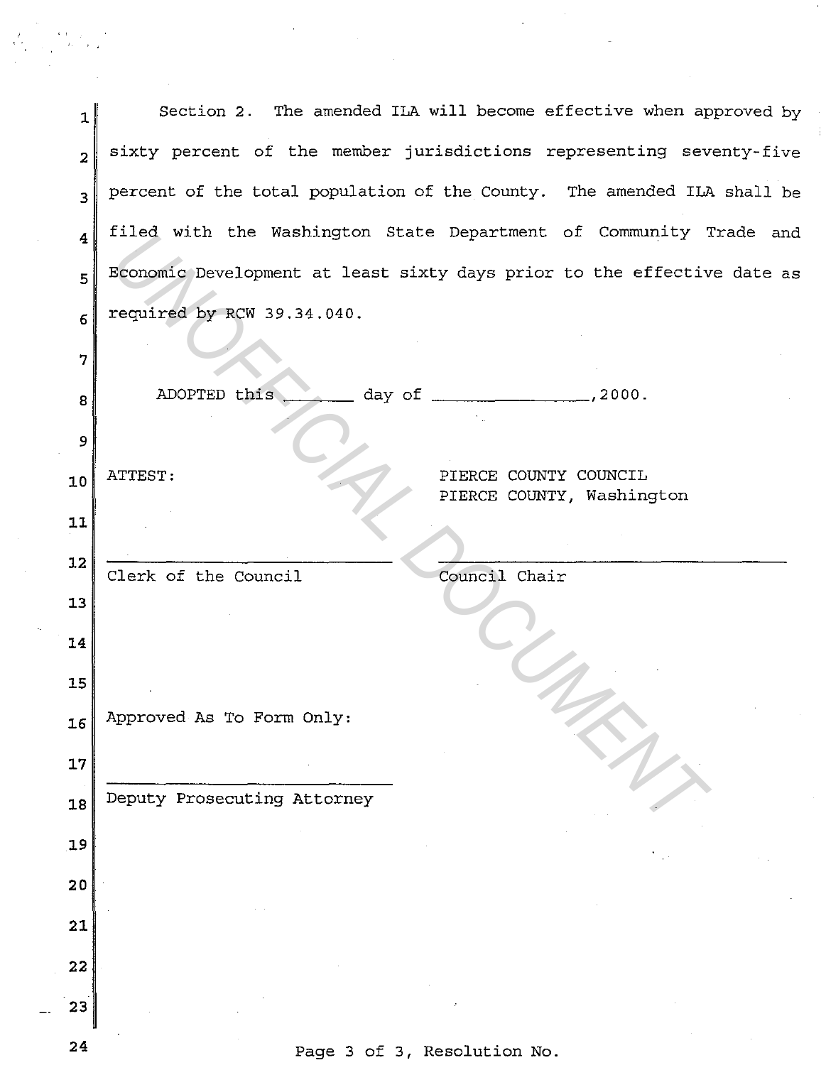Section 2. The amended ILA will become effective when approved by sixty percent of the member jurisdictions representing seventy-five percent of the total population of the County. The amended ILA shall be filed with the Washington State Department of Community Trade and Economic Development at least sixty days prior to the effective date as required by RCW 39.34.040.

ADOPTED this _______ day of _______________, 2000.

ATTEST:

_____________________________
Clerk of the Council

PIERCE COUNTY COUNCIL
PIERCE COUNTY, Washington

_____________________________
Council Chair

Approved As To Form Only:

_____________________________
Deputy Prosecuting Attorney

Page 3 of 3, Resolution No.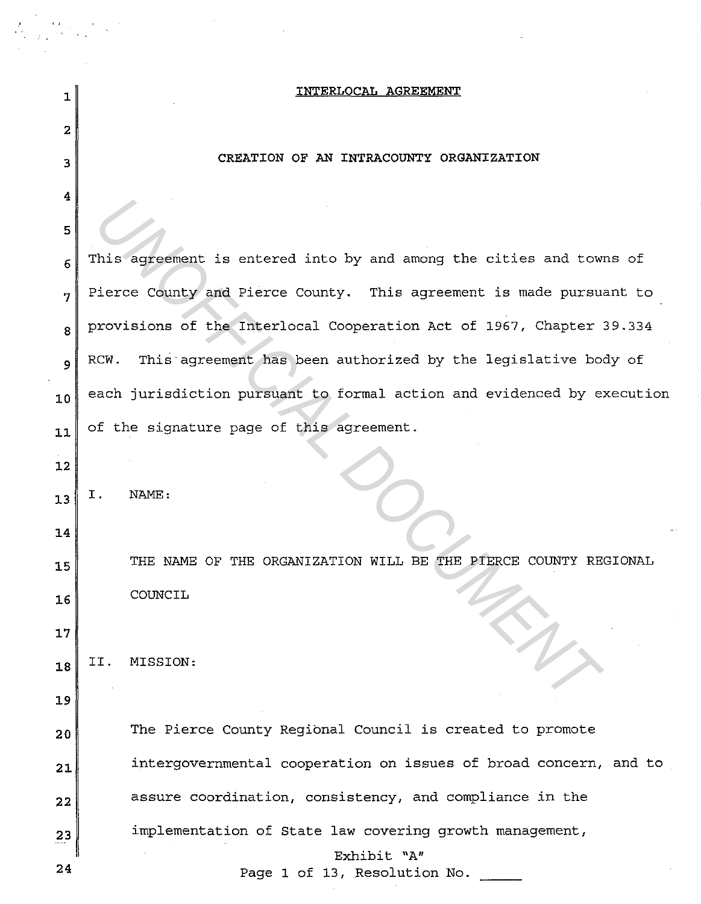# INTERLOCAL AGREEMENT

## CREATION OF AN INTRACOUNTY ORGANIZATION

This agreement is entered into by and among the cities and towns of Pierce County and Pierce County. This agreement is made pursuant to provisions of the Interlocal Cooperation Act of 1967, Chapter 39.334 RCW. This agreement has been authorized by the legislative body of each jurisdiction pursuant to formal action and evidenced by execution of the signature page of this agreement.

I. NAME:

THE NAME OF THE ORGANIZATION WILL BE THE PIERCE COUNTY REGIONAL COUNCIL

II. MISSION:

The Pierce County Regional Council is created to promote intergovernmental cooperation on issues of broad concern, and to assure coordination, consistency, and compliance in the implementation of State law covering growth management,

Exhibit "A"
Page 1 of 13, Resolution No. _____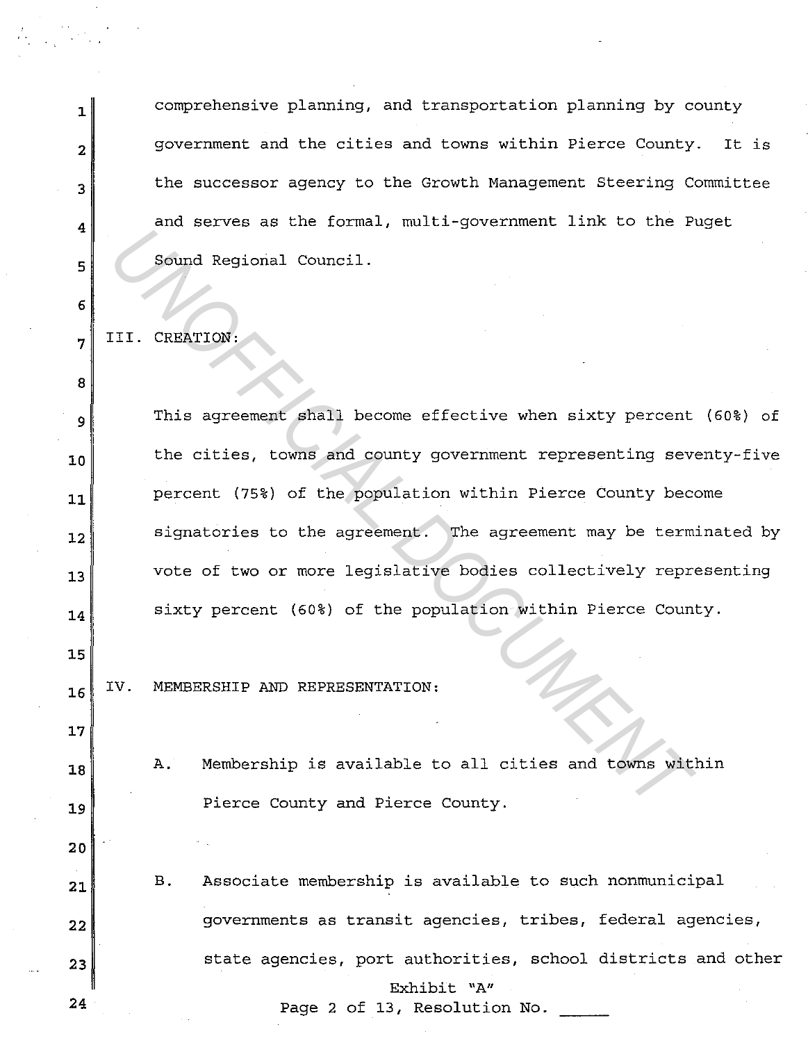comprehensive planning, and transportation planning by county government and the cities and towns within Pierce County. It is the successor agency to the Growth Management Steering Committee and serves as the formal, multi-government link to the Puget Sound Regional Council.

## III. CREATION:

This agreement shall become effective when sixty percent (60%) of the cities, towns and county government representing seventy-five percent (75%) of the population within Pierce County become signatories to the agreement. The agreement may be terminated by vote of two or more legislative bodies collectively representing sixty percent (60%) of the population within Pierce County.

## IV. MEMBERSHIP AND REPRESENTATION:

A. Membership is available to all cities and towns within Pierce County and Pierce County.

B. Associate membership is available to such nonmunicipal governments as transit agencies, tribes, federal agencies, state agencies, port authorities, school districts and other

Exhibit "A"
Page 2 of 13, Resolution No. _____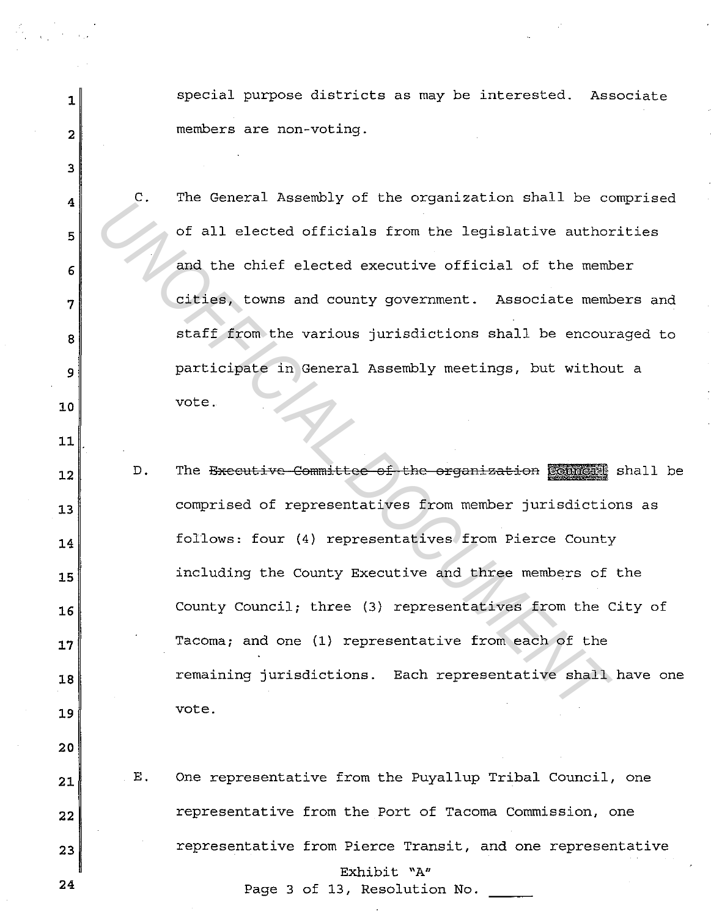special purpose districts as may be interested. Associate members are non-voting.

C. The General Assembly of the organization shall be comprised of all elected officials from the legislative authorities and the chief elected executive official of the member cities, towns and county government. Associate members and staff from the various jurisdictions shall be encouraged to participate in General Assembly meetings, but without a vote.

D. The ~~Executive Committee of the organization~~ Council shall be comprised of representatives from member jurisdictions as follows: four (4) representatives from Pierce County including the County Executive and three members of the County Council; three (3) representatives from the City of Tacoma; and one (1) representative from each of the remaining jurisdictions. Each representative shall have one vote.

E. One representative from the Puyallup Tribal Council, one representative from the Port of Tacoma Commission, one representative from Pierce Transit, and one representative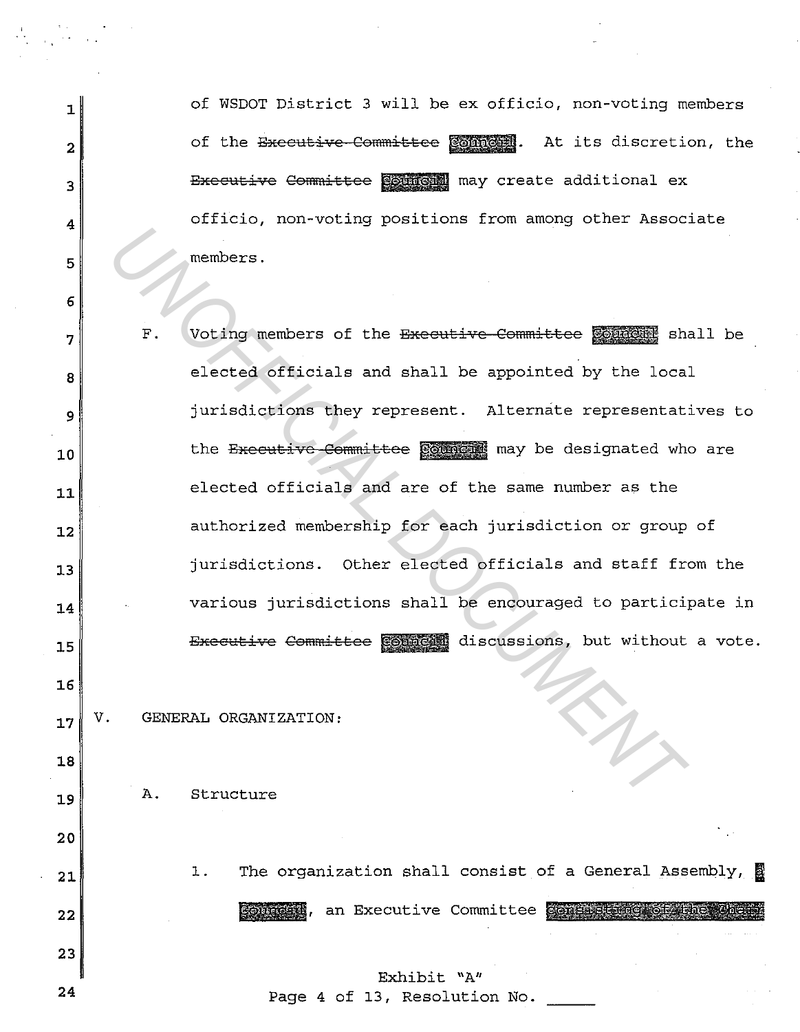of WSDOT District 3 will be ex officio, non-voting members of the ~~Executive Committee~~ Council. At its discretion, the ~~Executive Committee~~ Council may create additional ex officio, non-voting positions from among other Associate members.

F. Voting members of the ~~Executive Committee~~ Council shall be elected officials and shall be appointed by the local jurisdictions they represent. Alternate representatives to the ~~Executive Committee~~ Council may be designated who are elected officials and are of the same number as the authorized membership for each jurisdiction or group of jurisdictions. Other elected officials and staff from the various jurisdictions shall be encouraged to participate in ~~Executive Committee~~ Council discussions, but without a vote.

V. GENERAL ORGANIZATION:

A. Structure

1. The organization shall consist of a General Assembly, a Council, an Executive Committee consisting of the Chair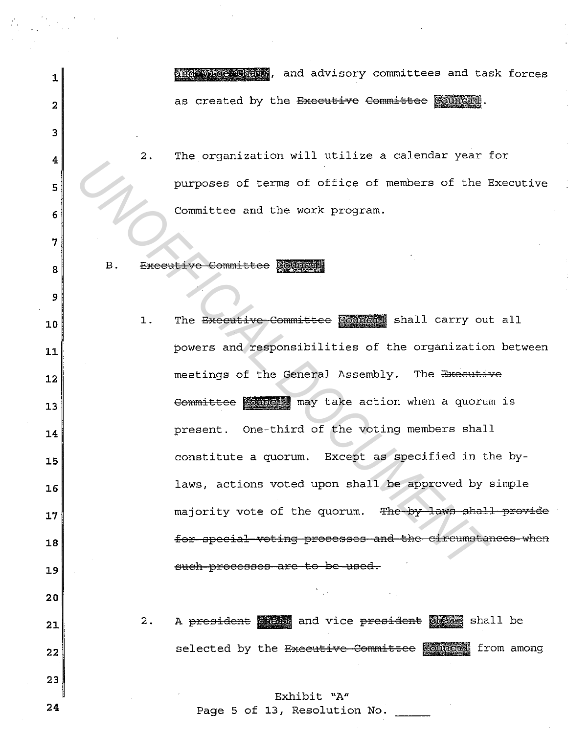and Vice Chair, and advisory committees and task forces as created by the ~~Executive Committee~~ Council.

2. The organization will utilize a calendar year for purposes of terms of office of members of the Executive Committee and the work program.

B. ~~Executive Committee~~ Council

1. The ~~Executive Committee~~ Council shall carry out all powers and responsibilities of the organization between meetings of the General Assembly. The ~~Executive Committee~~ Council may take action when a quorum is present. One-third of the voting members shall constitute a quorum. Except as specified in the by-laws, actions voted upon shall be approved by simple majority vote of the quorum. ~~The by-laws shall provide for special voting processes and the circumstances when such processes are to be used.~~

2. A ~~president~~ Chair and vice ~~president~~ Chair shall be selected by the ~~Executive Committee~~ Council from among

Exhibit "A"
Page 5 of 13, Resolution No. _____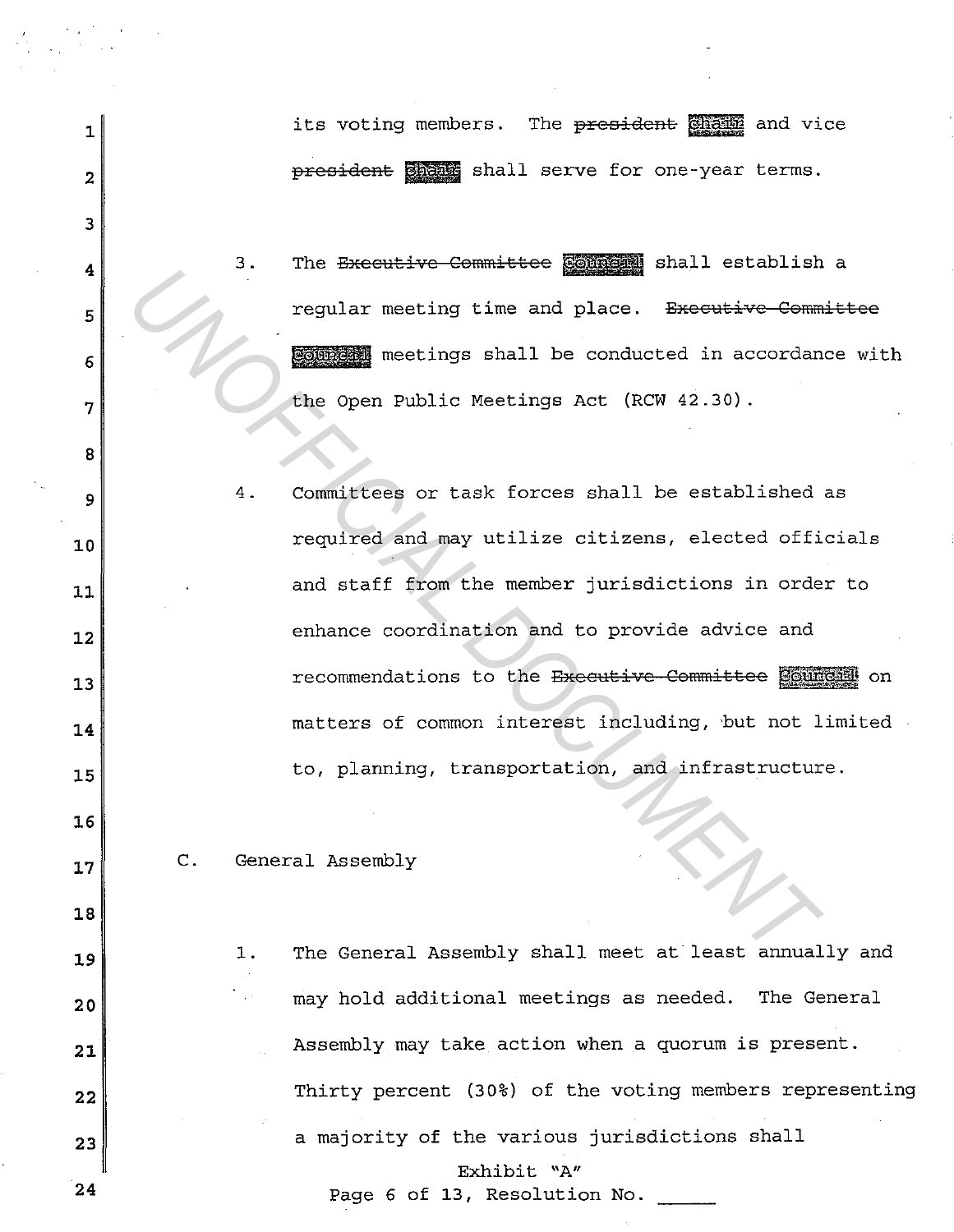its voting members. The ~~president~~ chair and vice ~~president~~ chair shall serve for one-year terms.

3. The ~~Executive Committee~~ Council shall establish a regular meeting time and place. ~~Executive Committee~~ Council meetings shall be conducted in accordance with the Open Public Meetings Act (RCW 42.30).

4. Committees or task forces shall be established as required and may utilize citizens, elected officials and staff from the member jurisdictions in order to enhance coordination and to provide advice and recommendations to the ~~Executive Committee~~ Council on matters of common interest including, but not limited to, planning, transportation, and infrastructure.

C. General Assembly

1. The General Assembly shall meet at least annually and may hold additional meetings as needed. The General Assembly may take action when a quorum is present. Thirty percent (30%) of the voting members representing a majority of the various jurisdictions shall

Exhibit "A"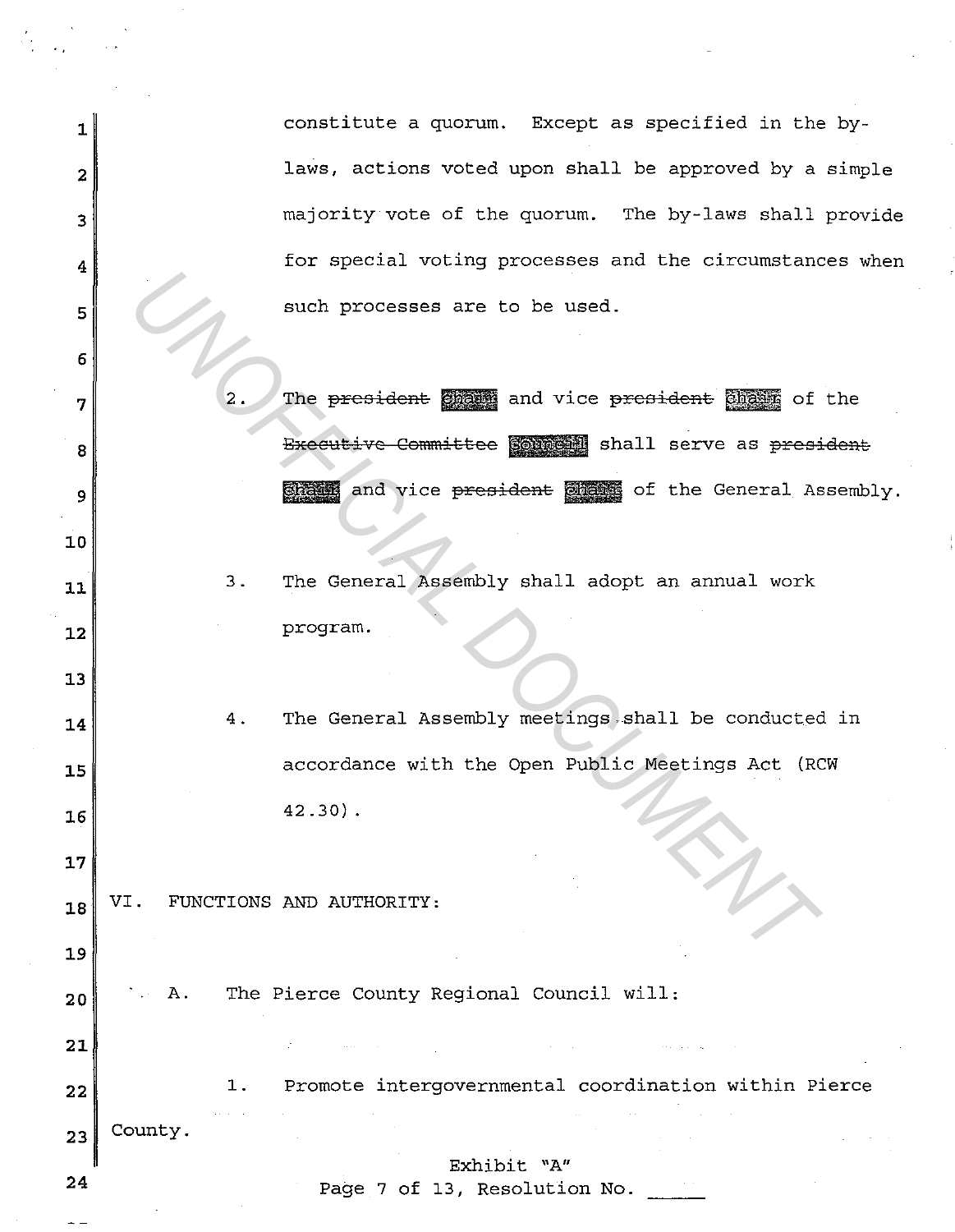constitute a quorum. Except as specified in the by-laws, actions voted upon shall be approved by a simple majority vote of the quorum. The by-laws shall provide for special voting processes and the circumstances when such processes are to be used.

2. The ~~president~~ chair and vice ~~president~~ chair of the ~~Executive Committee~~ council shall serve as ~~president~~ chair and vice ~~president~~ chair of the General Assembly.

3. The General Assembly shall adopt an annual work program.

4. The General Assembly meetings shall be conducted in accordance with the Open Public Meetings Act (RCW 42.30).

VI. FUNCTIONS AND AUTHORITY:

A. The Pierce County Regional Council will:

1. Promote intergovernmental coordination within Pierce County.

Exhibit "A"
Page 7 of 13, Resolution No. _____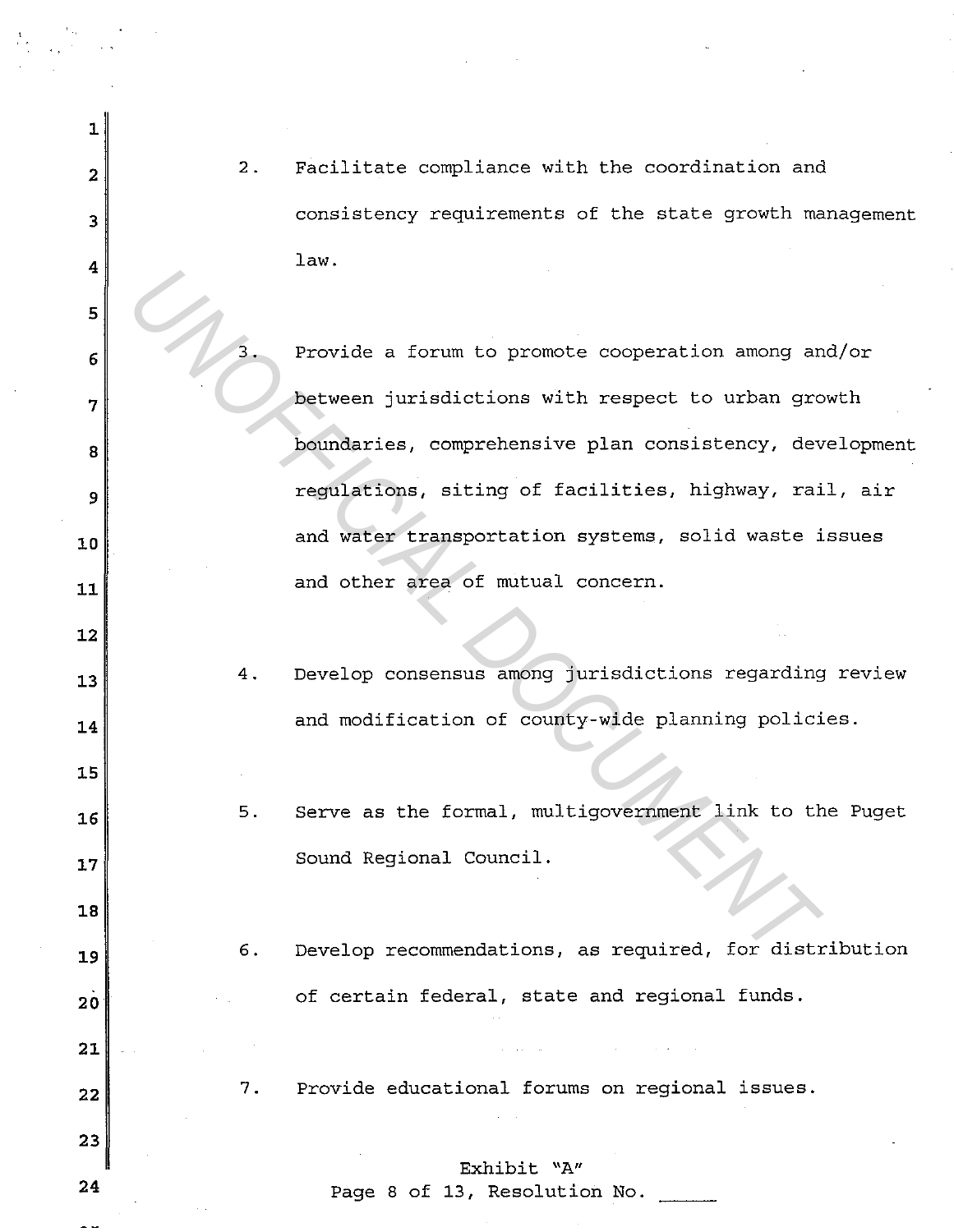2. Facilitate compliance with the coordination and consistency requirements of the state growth management law.

3. Provide a forum to promote cooperation among and/or between jurisdictions with respect to urban growth boundaries, comprehensive plan consistency, development regulations, siting of facilities, highway, rail, air and water transportation systems, solid waste issues and other area of mutual concern.

4. Develop consensus among jurisdictions regarding review and modification of county-wide planning policies.

5. Serve as the formal, multigovernment link to the Puget Sound Regional Council.

6. Develop recommendations, as required, for distribution of certain federal, state and regional funds.

7. Provide educational forums on regional issues.

Exhibit "A"
Page 8 of 13, Resolution No. ______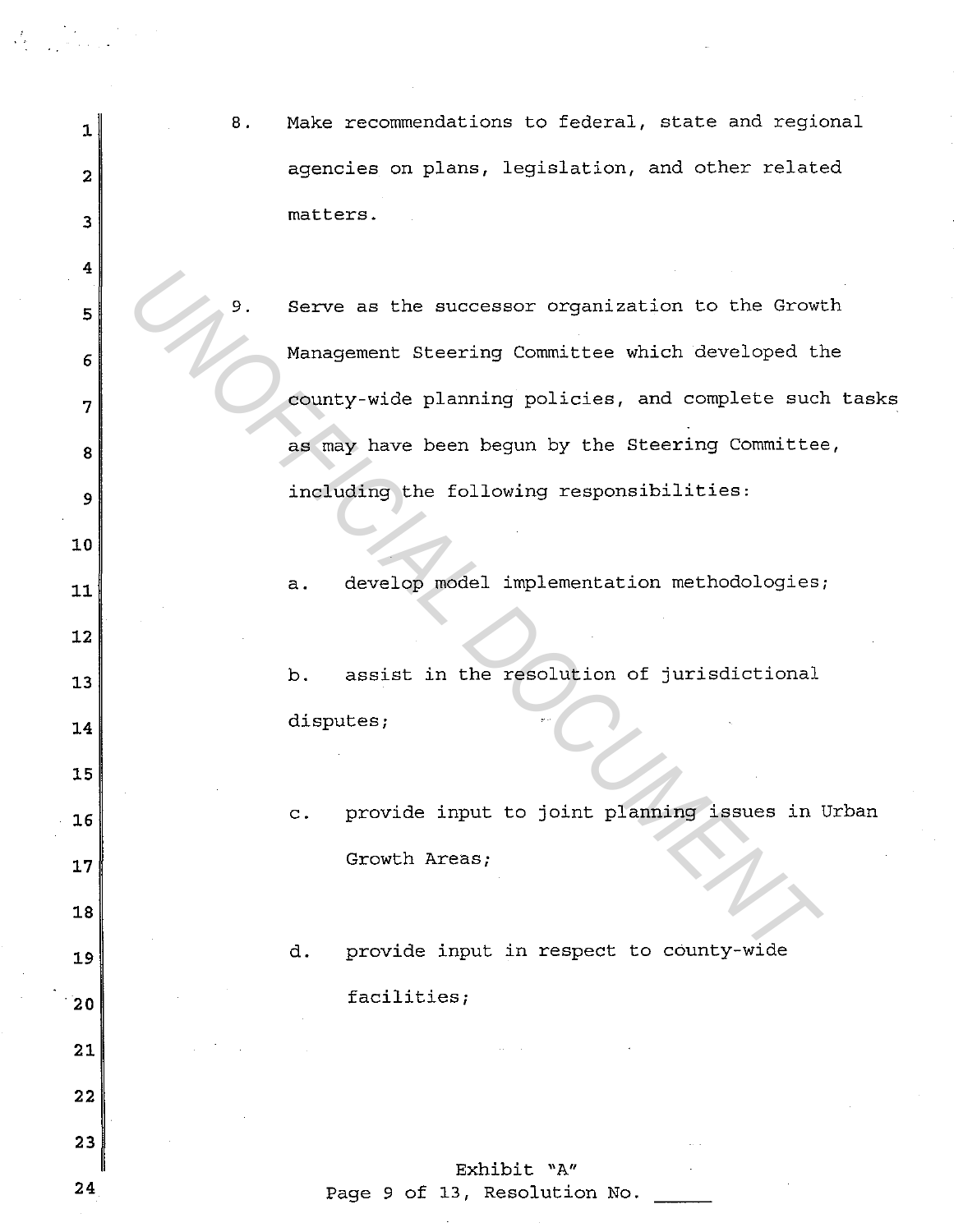8. Make recommendations to federal, state and regional agencies on plans, legislation, and other related matters.

9. Serve as the successor organization to the Growth Management Steering Committee which developed the county-wide planning policies, and complete such tasks as may have been begun by the Steering Committee, including the following responsibilities:

   a. develop model implementation methodologies;

   b. assist in the resolution of jurisdictional disputes;

   c. provide input to joint planning issues in Urban Growth Areas;

   d. provide input in respect to county-wide facilities;

Exhibit "A"
Page 9 of 13, Resolution No. _____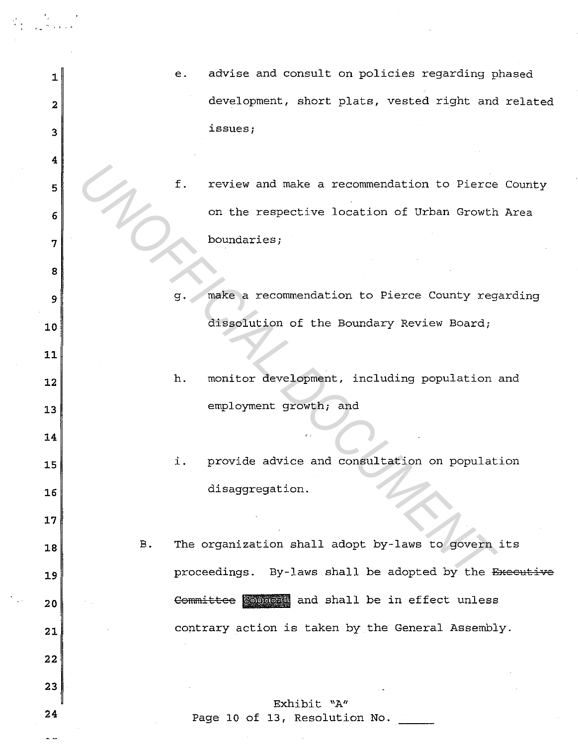e. advise and consult on policies regarding phased development, short plats, vested right and related issues;

f. review and make a recommendation to Pierce County on the respective location of Urban Growth Area boundaries;

g. make a recommendation to Pierce County regarding dissolution of the Boundary Review Board;

h. monitor development, including population and employment growth; and

i. provide advice and consultation on population disaggregation.

B. The organization shall adopt by-laws to govern its proceedings. By-laws shall be adopted by the ~~Executive Committee~~ Council and shall be in effect unless contrary action is taken by the General Assembly.

Exhibit "A"
Page 10 of 13, Resolution No. _____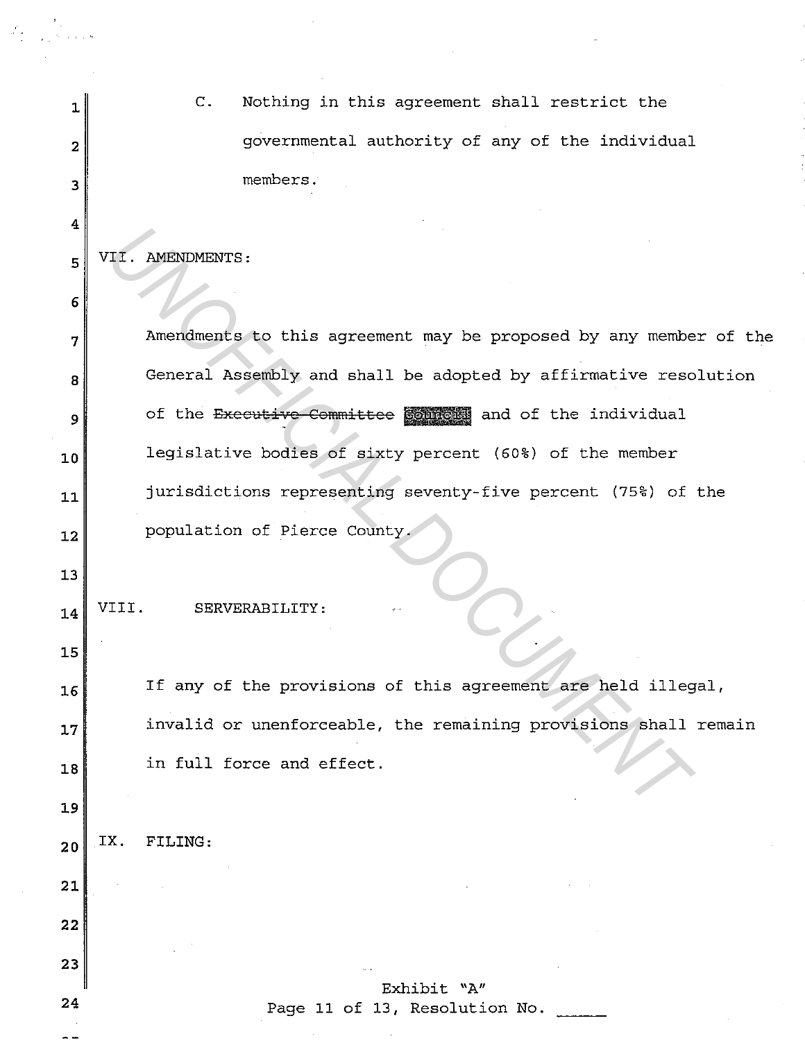C. Nothing in this agreement shall restrict the governmental authority of any of the individual members.

## VII. AMENDMENTS:

Amendments to this agreement may be proposed by any member of the General Assembly and shall be adopted by affirmative resolution of the ~~Executive Committee~~ Council and of the individual legislative bodies of sixty percent (60%) of the member jurisdictions representing seventy-five percent (75%) of the population of Pierce County.

## VIII. SERVERABILITY:

If any of the provisions of this agreement are held illegal, invalid or unenforceable, the remaining provisions shall remain in full force and effect.

## IX. FILING:

Exhibit "A"
Page 11 of 13, Resolution No. _____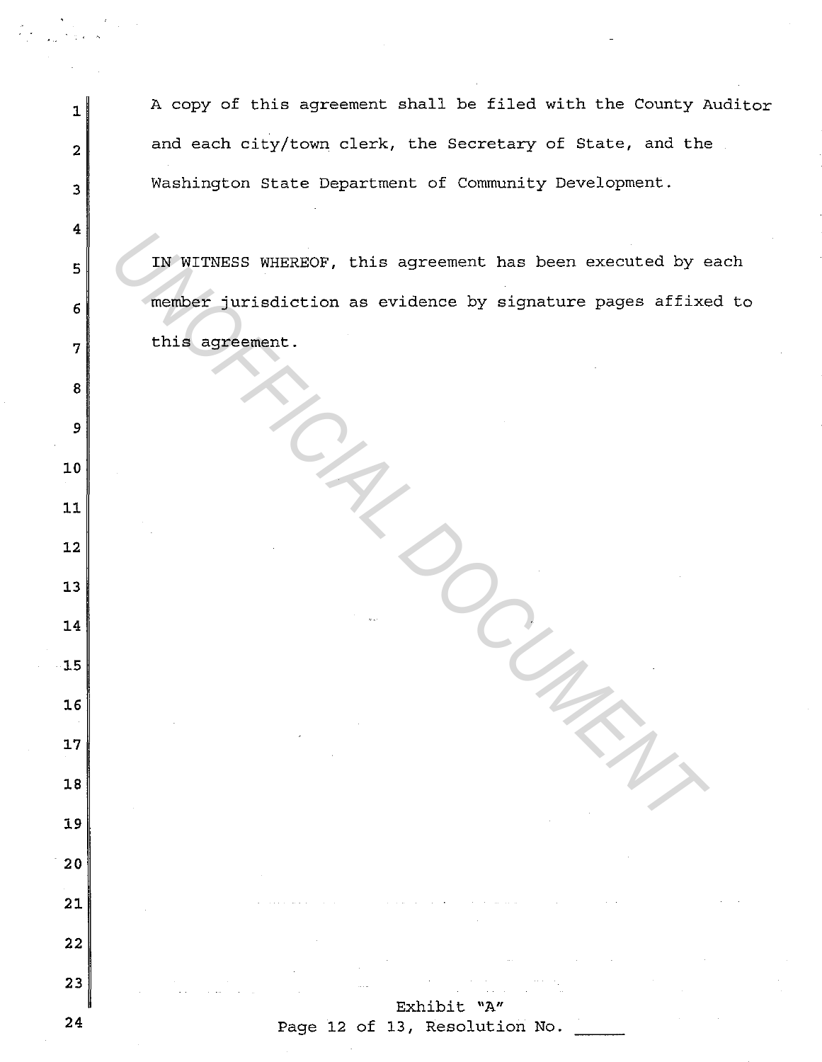A copy of this agreement shall be filed with the County Auditor and each city/town clerk, the Secretary of State, and the Washington State Department of Community Development.

IN WITNESS WHEREOF, this agreement has been executed by each member jurisdiction as evidence by signature pages affixed to this agreement.

Exhibit "A"
Page 12 of 13, Resolution No. _____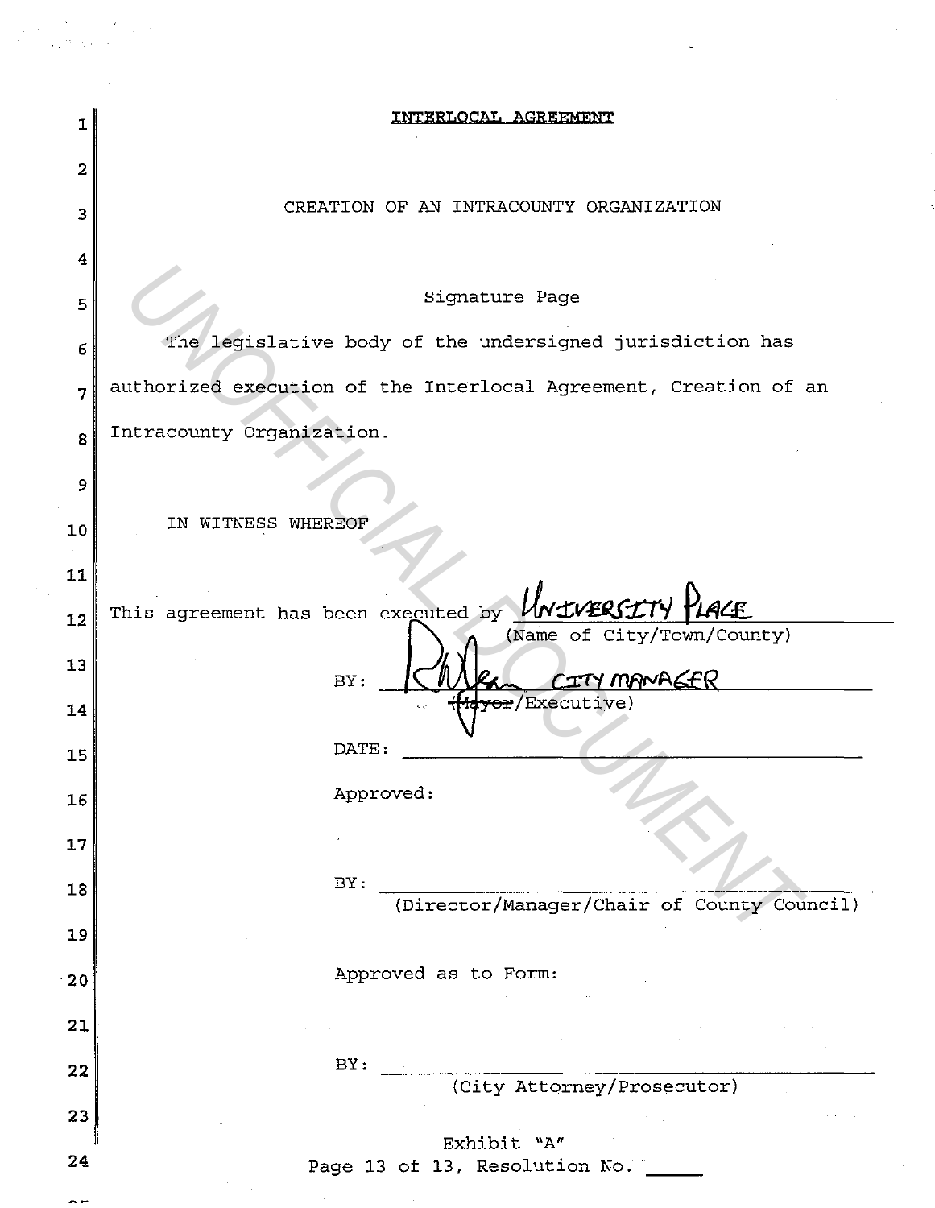# INTERLOCAL AGREEMENT

## CREATION OF AN INTRACOUNTY ORGANIZATION

### Signature Page

The legislative body of the undersigned jurisdiction has authorized execution of the Interlocal Agreement, Creation of an Intracounty Organization.

IN WITNESS WHEREOF

This agreement has been executed by UNIVERSITY PLACE
(Name of City/Town/County)

BY: CITY MANAGER
(~~Mayor~~/Executive)

DATE: ____________________

Approved:

BY: ____________________
(Director/Manager/Chair of County Council)

Approved as to Form:

BY: ____________________
(City Attorney/Prosecutor)

Exhibit "A"
Page 13 of 13, Resolution No. _____